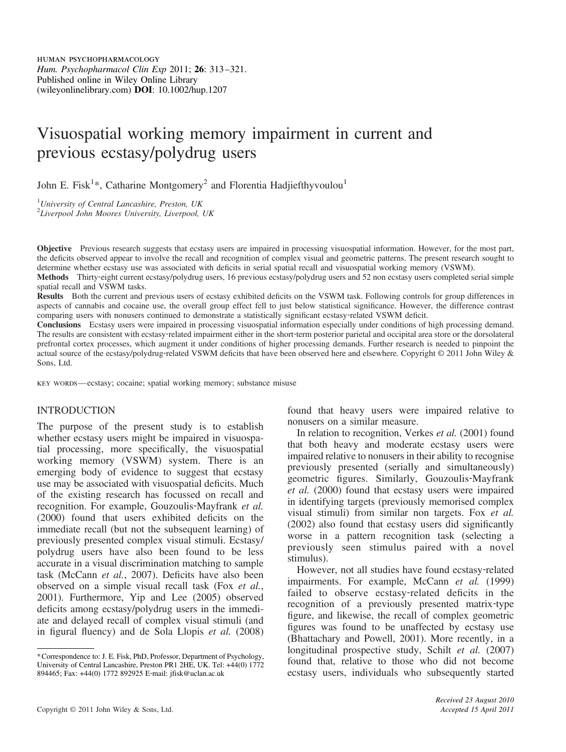HUMAN PSYCHOPHARMACOLOGY
*Hum. Psychopharmacol Clin Exp* 2011; **26**: 313–321.
Published online in Wiley Online Library
(wileyonlinelibrary.com) **DOI**: 10.1002/hup.1207

# Visuospatial working memory impairment in current and previous ecstasy/polydrug users

John E. Fisk[1]*, Catharine Montgomery[2] and Florentia Hadjiefthyvoulou[1]

[1]*University of Central Lancashire, Preston, UK*
[2]*Liverpool John Moores University, Liverpool, UK*

**Objective** Previous research suggests that ecstasy users are impaired in processing visuospatial information. However, for the most part, the deficits observed appear to involve the recall and recognition of complex visual and geometric patterns. The present research sought to determine whether ecstasy use was associated with deficits in serial spatial recall and visuospatial working memory (VSWM).
**Methods** Thirty-eight current ecstasy/polydrug users, 16 previous ecstasy/polydrug users and 52 non ecstasy users completed serial simple spatial recall and VSWM tasks.
**Results** Both the current and previous users of ecstasy exhibited deficits on the VSWM task. Following controls for group differences in aspects of cannabis and cocaine use, the overall group effect fell to just below statistical significance. However, the difference contrast comparing users with nonusers continued to demonstrate a statistically significant ecstasy-related VSWM deficit.
**Conclusions** Ecstasy users were impaired in processing visuospatial information especially under conditions of high processing demand. The results are consistent with ecstasy-related impairment either in the short-term posterior parietal and occipital area store or the dorsolateral prefrontal cortex processes, which augment it under conditions of higher processing demands. Further research is needed to pinpoint the actual source of the ecstasy/polydrug-related VSWM deficits that have been observed here and elsewhere. Copyright © 2011 John Wiley & Sons, Ltd.

KEY WORDS—ecstasy; cocaine; spatial working memory; substance misuse

## INTRODUCTION

The purpose of the present study is to establish whether ecstasy users might be impaired in visuospatial processing, more specifically, the visuospatial working memory (VSWM) system. There is an emerging body of evidence to suggest that ecstasy use may be associated with visuospatial deficits. Much of the existing research has focussed on recall and recognition. For example, Gouzoulis-Mayfrank *et al.* (2000) found that users exhibited deficits on the immediate recall (but not the subsequent learning) of previously presented complex visual stimuli. Ecstasy/polydrug users have also been found to be less accurate in a visual discrimination matching to sample task (McCann *et al.*, 2007). Deficits have also been observed on a simple visual recall task (Fox *et al.*, 2001). Furthermore, Yip and Lee (2005) observed deficits among ecstasy/polydrug users in the immediate and delayed recall of complex visual stimuli (and in figural fluency) and de Sola Llopis *et al.* (2008) found that heavy users were impaired relative to nonusers on a similar measure.

In relation to recognition, Verkes *et al.* (2001) found that both heavy and moderate ecstasy users were impaired relative to nonusers in their ability to recognise previously presented (serially and simultaneously) geometric figures. Similarly, Gouzoulis-Mayfrank *et al.* (2000) found that ecstasy users were impaired in identifying targets (previously memorised complex visual stimuli) from similar non targets. Fox *et al.* (2002) also found that ecstasy users did significantly worse in a pattern recognition task (selecting a previously seen stimulus paired with a novel stimulus).

However, not all studies have found ecstasy-related impairments. For example, McCann *et al.* (1999) failed to observe ecstasy-related deficits in the recognition of a previously presented matrix-type figure, and likewise, the recall of complex geometric figures was found to be unaffected by ecstasy use (Bhattachary and Powell, 2001). More recently, in a longitudinal prospective study, Schilt *et al.* (2007) found that, relative to those who did not become ecstasy users, individuals who subsequently started

*Correspondence to: J. E. Fisk, PhD, Professor, Department of Psychology, University of Central Lancashire, Preston PR1 2HE, UK. Tel: +44(0) 1772 894465; Fax: +44(0) 1772 892925 E-mail: jfisk@uclan.ac.uk

Copyright © 2011 John Wiley & Sons, Ltd.

*Received 23 August 2010*
*Accepted 15 April 2011*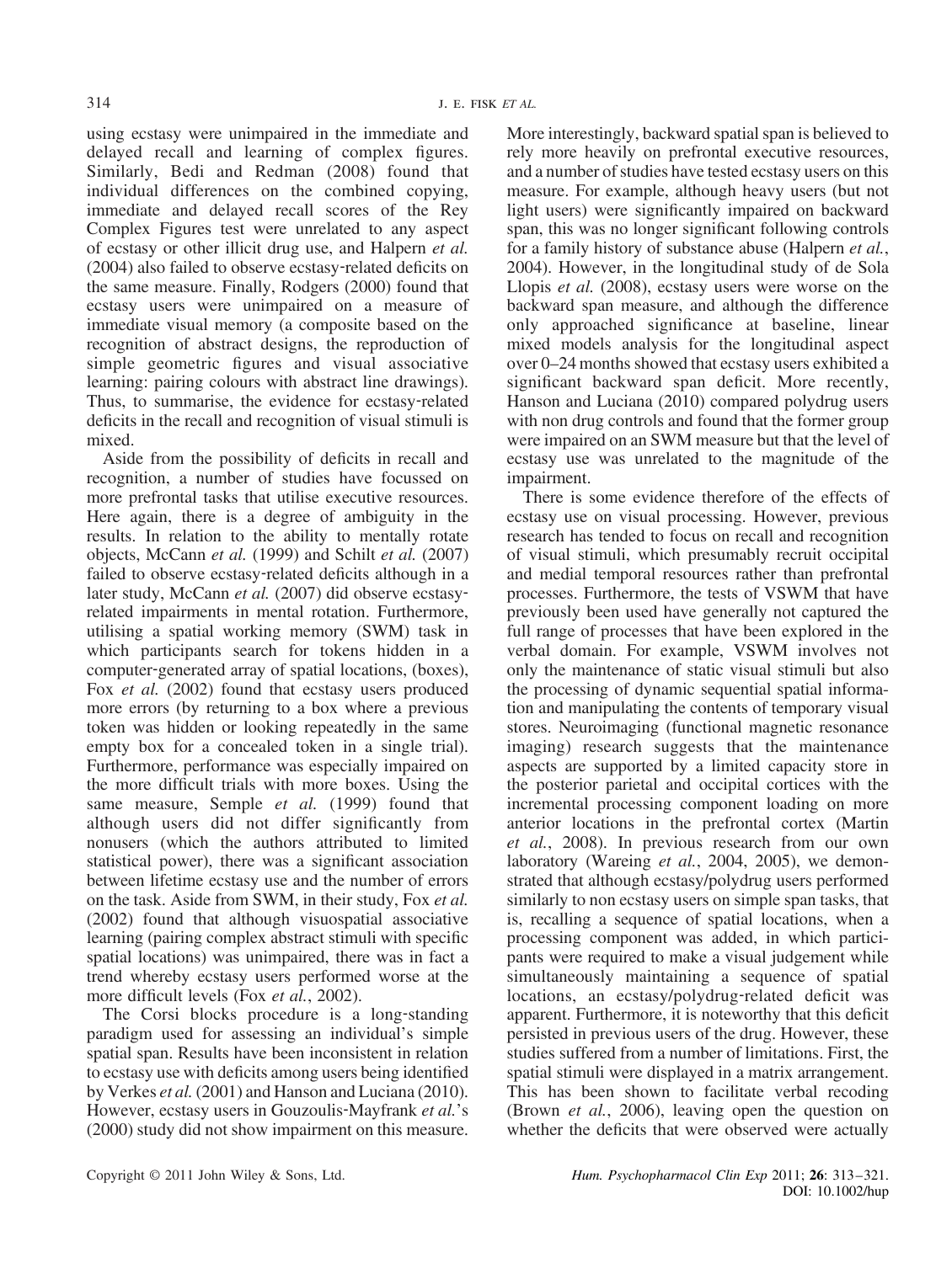using ecstasy were unimpaired in the immediate and delayed recall and learning of complex figures. Similarly, Bedi and Redman (2008) found that individual differences on the combined copying, immediate and delayed recall scores of the Rey Complex Figures test were unrelated to any aspect of ecstasy or other illicit drug use, and Halpern *et al.* (2004) also failed to observe ecstasy-related deficits on the same measure. Finally, Rodgers (2000) found that ecstasy users were unimpaired on a measure of immediate visual memory (a composite based on the recognition of abstract designs, the reproduction of simple geometric figures and visual associative learning: pairing colours with abstract line drawings). Thus, to summarise, the evidence for ecstasy-related deficits in the recall and recognition of visual stimuli is mixed.

Aside from the possibility of deficits in recall and recognition, a number of studies have focussed on more prefrontal tasks that utilise executive resources. Here again, there is a degree of ambiguity in the results. In relation to the ability to mentally rotate objects, McCann *et al.* (1999) and Schilt *et al.* (2007) failed to observe ecstasy-related deficits although in a later study, McCann *et al.* (2007) did observe ecstasy-related impairments in mental rotation. Furthermore, utilising a spatial working memory (SWM) task in which participants search for tokens hidden in a computer-generated array of spatial locations, (boxes), Fox *et al.* (2002) found that ecstasy users produced more errors (by returning to a box where a previous token was hidden or looking repeatedly in the same empty box for a concealed token in a single trial). Furthermore, performance was especially impaired on the more difficult trials with more boxes. Using the same measure, Semple *et al.* (1999) found that although users did not differ significantly from nonusers (which the authors attributed to limited statistical power), there was a significant association between lifetime ecstasy use and the number of errors on the task. Aside from SWM, in their study, Fox *et al.* (2002) found that although visuospatial associative learning (pairing complex abstract stimuli with specific spatial locations) was unimpaired, there was in fact a trend whereby ecstasy users performed worse at the more difficult levels (Fox *et al.*, 2002).

The Corsi blocks procedure is a long-standing paradigm used for assessing an individual's simple spatial span. Results have been inconsistent in relation to ecstasy use with deficits among users being identified by Verkes *et al.* (2001) and Hanson and Luciana (2010). However, ecstasy users in Gouzoulis-Mayfrank *et al.*'s (2000) study did not show impairment on this measure. More interestingly, backward spatial span is believed to rely more heavily on prefrontal executive resources, and a number of studies have tested ecstasy users on this measure. For example, although heavy users (but not light users) were significantly impaired on backward span, this was no longer significant following controls for a family history of substance abuse (Halpern *et al.*, 2004). However, in the longitudinal study of de Sola Llopis *et al.* (2008), ecstasy users were worse on the backward span measure, and although the difference only approached significance at baseline, linear mixed models analysis for the longitudinal aspect over 0–24 months showed that ecstasy users exhibited a significant backward span deficit. More recently, Hanson and Luciana (2010) compared polydrug users with non drug controls and found that the former group were impaired on an SWM measure but that the level of ecstasy use was unrelated to the magnitude of the impairment.

There is some evidence therefore of the effects of ecstasy use on visual processing. However, previous research has tended to focus on recall and recognition of visual stimuli, which presumably recruit occipital and medial temporal resources rather than prefrontal processes. Furthermore, the tests of VSWM that have previously been used have generally not captured the full range of processes that have been explored in the verbal domain. For example, VSWM involves not only the maintenance of static visual stimuli but also the processing of dynamic sequential spatial information and manipulating the contents of temporary visual stores. Neuroimaging (functional magnetic resonance imaging) research suggests that the maintenance aspects are supported by a limited capacity store in the posterior parietal and occipital cortices with the incremental processing component loading on more anterior locations in the prefrontal cortex (Martin *et al.*, 2008). In previous research from our own laboratory (Wareing *et al.*, 2004, 2005), we demonstrated that although ecstasy/polydrug users performed similarly to non ecstasy users on simple span tasks, that is, recalling a sequence of spatial locations, when a processing component was added, in which participants were required to make a visual judgement while simultaneously maintaining a sequence of spatial locations, an ecstasy/polydrug-related deficit was apparent. Furthermore, it is noteworthy that this deficit persisted in previous users of the drug. However, these studies suffered from a number of limitations. First, the spatial stimuli were displayed in a matrix arrangement. This has been shown to facilitate verbal recoding (Brown *et al.*, 2006), leaving open the question on whether the deficits that were observed were actually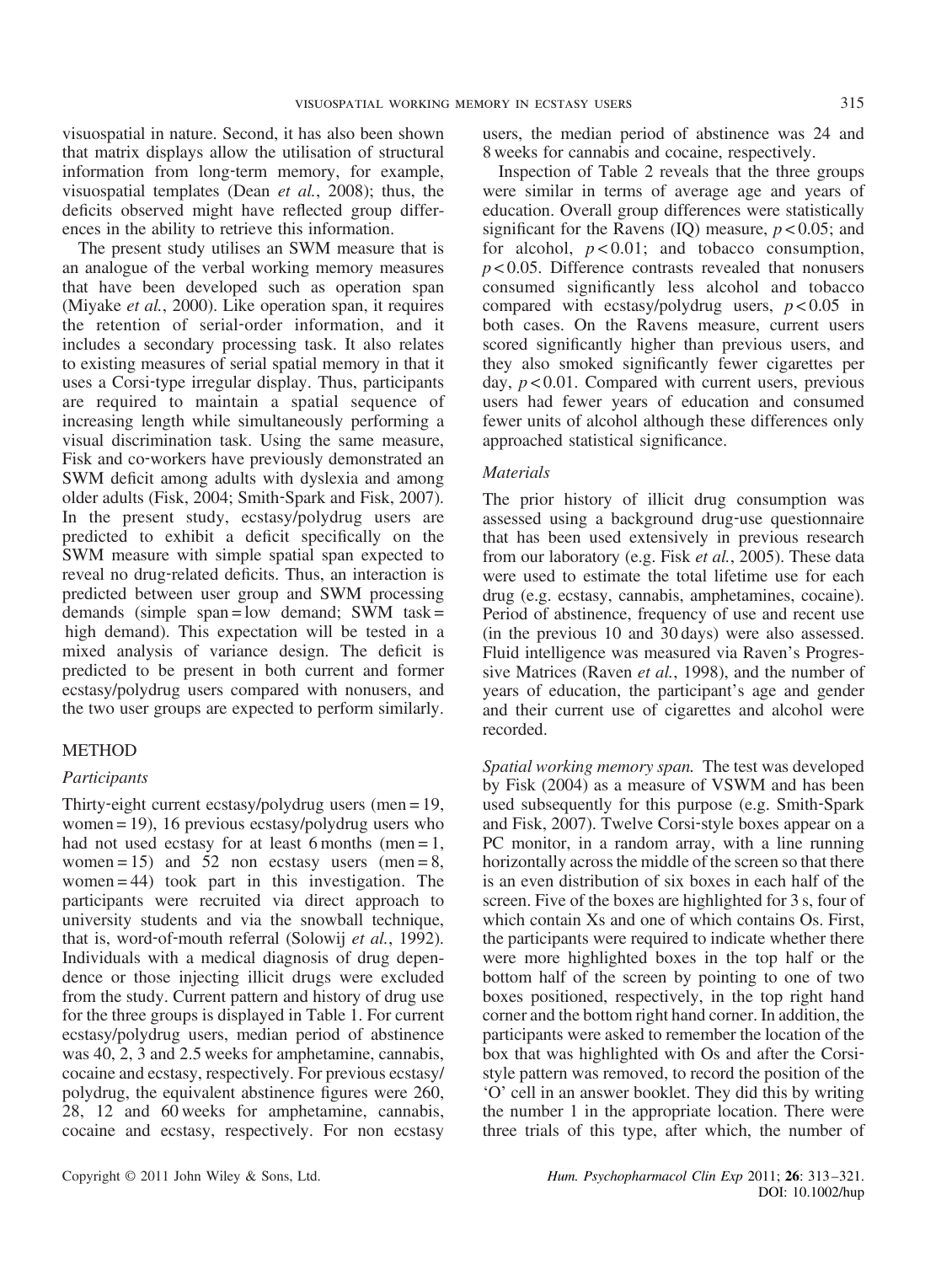visuospatial in nature. Second, it has also been shown that matrix displays allow the utilisation of structural information from long-term memory, for example, visuospatial templates (Dean *et al.*, 2008); thus, the deficits observed might have reflected group differences in the ability to retrieve this information.

The present study utilises an SWM measure that is an analogue of the verbal working memory measures that have been developed such as operation span (Miyake *et al.*, 2000). Like operation span, it requires the retention of serial-order information, and it includes a secondary processing task. It also relates to existing measures of serial spatial memory in that it uses a Corsi-type irregular display. Thus, participants are required to maintain a spatial sequence of increasing length while simultaneously performing a visual discrimination task. Using the same measure, Fisk and co-workers have previously demonstrated an SWM deficit among adults with dyslexia and among older adults (Fisk, 2004; Smith-Spark and Fisk, 2007). In the present study, ecstasy/polydrug users are predicted to exhibit a deficit specifically on the SWM measure with simple spatial span expected to reveal no drug-related deficits. Thus, an interaction is predicted between user group and SWM processing demands (simple span = low demand; SWM task = high demand). This expectation will be tested in a mixed analysis of variance design. The deficit is predicted to be present in both current and former ecstasy/polydrug users compared with nonusers, and the two user groups are expected to perform similarly.

## METHOD

### *Participants*

Thirty-eight current ecstasy/polydrug users (men = 19, women = 19), 16 previous ecstasy/polydrug users who had not used ecstasy for at least 6 months (men = 1, women = 15) and 52 non ecstasy users (men = 8, women = 44) took part in this investigation. The participants were recruited via direct approach to university students and via the snowball technique, that is, word-of-mouth referral (Solowij *et al.*, 1992). Individuals with a medical diagnosis of drug dependence or those injecting illicit drugs were excluded from the study. Current pattern and history of drug use for the three groups is displayed in Table 1. For current ecstasy/polydrug users, median period of abstinence was 40, 2, 3 and 2.5 weeks for amphetamine, cannabis, cocaine and ecstasy, respectively. For previous ecstasy/polydrug, the equivalent abstinence figures were 260, 28, 12 and 60 weeks for amphetamine, cannabis, cocaine and ecstasy, respectively. For non ecstasy users, the median period of abstinence was 24 and 8 weeks for cannabis and cocaine, respectively.

Inspection of Table 2 reveals that the three groups were similar in terms of average age and years of education. Overall group differences were statistically significant for the Ravens (IQ) measure, $p < 0.05$; and for alcohol, $p < 0.01$; and tobacco consumption, $p < 0.05$. Difference contrasts revealed that nonusers consumed significantly less alcohol and tobacco compared with ecstasy/polydrug users, $p < 0.05$ in both cases. On the Ravens measure, current users scored significantly higher than previous users, and they also smoked significantly fewer cigarettes per day, $p < 0.01$. Compared with current users, previous users had fewer years of education and consumed fewer units of alcohol although these differences only approached statistical significance.

### *Materials*

The prior history of illicit drug consumption was assessed using a background drug-use questionnaire that has been used extensively in previous research from our laboratory (e.g. Fisk *et al.*, 2005). These data were used to estimate the total lifetime use for each drug (e.g. ecstasy, cannabis, amphetamines, cocaine). Period of abstinence, frequency of use and recent use (in the previous 10 and 30 days) were also assessed. Fluid intelligence was measured via Raven's Progressive Matrices (Raven *et al.*, 1998), and the number of years of education, the participant's age and gender and their current use of cigarettes and alcohol were recorded.

*Spatial working memory span.* The test was developed by Fisk (2004) as a measure of VSWM and has been used subsequently for this purpose (e.g. Smith-Spark and Fisk, 2007). Twelve Corsi-style boxes appear on a PC monitor, in a random array, with a line running horizontally across the middle of the screen so that there is an even distribution of six boxes in each half of the screen. Five of the boxes are highlighted for 3 s, four of which contain Xs and one of which contains Os. First, the participants were required to indicate whether there were more highlighted boxes in the top half or the bottom half of the screen by pointing to one of two boxes positioned, respectively, in the top right hand corner and the bottom right hand corner. In addition, the participants were asked to remember the location of the box that was highlighted with Os and after the Corsi-style pattern was removed, to record the position of the 'O' cell in an answer booklet. They did this by writing the number 1 in the appropriate location. There were three trials of this type, after which, the number of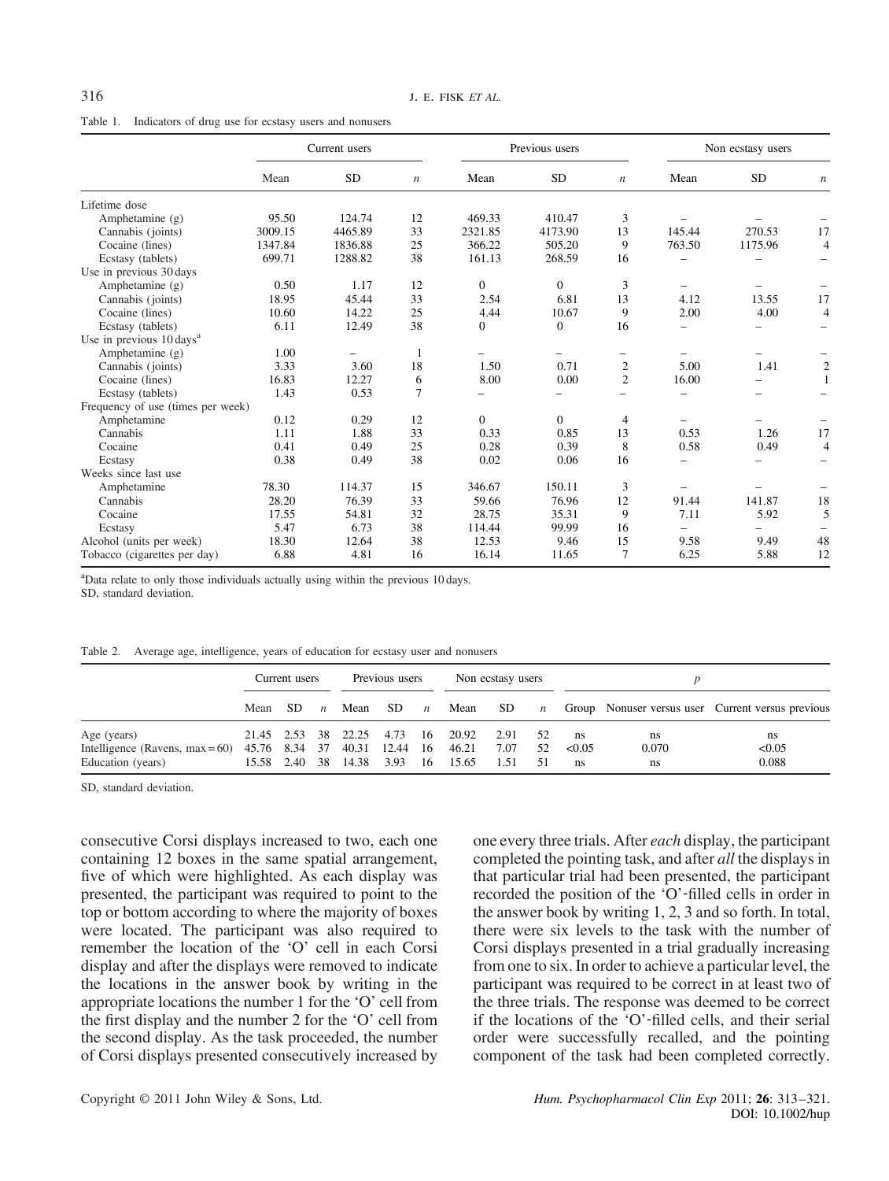Table 1. Indicators of drug use for ecstasy users and nonusers

| | Current users | | | Previous users | | | Non ecstasy users | | |
|---|---|---|---|---|---|---|---|---|---|
| | Mean | SD | *n* | Mean | SD | *n* | Mean | SD | *n* |
| Lifetime dose | | | | | | | | | |
| Amphetamine (g) | 95.50 | 124.74 | 12 | 469.33 | 410.47 | 3 | – | – | – |
| Cannabis (joints) | 3009.15 | 4465.89 | 33 | 2321.85 | 4173.90 | 13 | 145.44 | 270.53 | 17 |
| Cocaine (lines) | 1347.84 | 1836.88 | 25 | 366.22 | 505.20 | 9 | 763.50 | 1175.96 | 4 |
| Ecstasy (tablets) | 699.71 | 1288.82 | 38 | 161.13 | 268.59 | 16 | – | – | – |
| Use in previous 30 days | | | | | | | | | |
| Amphetamine (g) | 0.50 | 1.17 | 12 | 0 | 0 | 3 | – | – | – |
| Cannabis (joints) | 18.95 | 45.44 | 33 | 2.54 | 6.81 | 13 | 4.12 | 13.55 | 17 |
| Cocaine (lines) | 10.60 | 14.22 | 25 | 4.44 | 10.67 | 9 | 2.00 | 4.00 | 4 |
| Ecstasy (tablets) | 6.11 | 12.49 | 38 | 0 | 0 | 16 | – | – | – |
| Use in previous 10 days[a] | | | | | | | | | |
| Amphetamine (g) | 1.00 | – | 1 | – | – | – | – | – | – |
| Cannabis (joints) | 3.33 | 3.60 | 18 | 1.50 | 0.71 | 2 | 5.00 | 1.41 | 2 |
| Cocaine (lines) | 16.83 | 12.27 | 6 | 8.00 | 0.00 | 2 | 16.00 | – | 1 |
| Ecstasy (tablets) | 1.43 | 0.53 | 7 | – | – | – | – | – | – |
| Frequency of use (times per week) | | | | | | | | | |
| Amphetamine | 0.12 | 0.29 | 12 | 0 | 0 | 4 | – | – | – |
| Cannabis | 1.11 | 1.88 | 33 | 0.33 | 0.85 | 13 | 0.53 | 1.26 | 17 |
| Cocaine | 0.41 | 0.49 | 25 | 0.28 | 0.39 | 8 | 0.58 | 0.49 | 4 |
| Ecstasy | 0.38 | 0.49 | 38 | 0.02 | 0.06 | 16 | – | – | – |
| Weeks since last use | | | | | | | | | |
| Amphetamine | 78.30 | 114.37 | 15 | 346.67 | 150.11 | 3 | – | – | – |
| Cannabis | 28.20 | 76.39 | 33 | 59.66 | 76.96 | 12 | 91.44 | 141.87 | 18 |
| Cocaine | 17.55 | 54.81 | 32 | 28.75 | 35.31 | 9 | 7.11 | 5.92 | 5 |
| Ecstasy | 5.47 | 6.73 | 38 | 114.44 | 99.99 | 16 | – | – | – |
| Alcohol (units per week) | 18.30 | 12.64 | 38 | 12.53 | 9.46 | 15 | 9.58 | 9.49 | 48 |
| Tobacco (cigarettes per day) | 6.88 | 4.81 | 16 | 16.14 | 11.65 | 7 | 6.25 | 5.88 | 12 |

[a]Data relate to only those individuals actually using within the previous 10 days.
SD, standard deviation.

Table 2. Average age, intelligence, years of education for ecstasy user and nonusers

| | Current users | | | Previous users | | | Non ecstasy users | | | *p* | | |
|---|---|---|---|---|---|---|---|---|---|---|---|---|
| | Mean | SD | *n* | Mean | SD | *n* | Mean | SD | *n* | Group | Nonuser versus user | Current versus previous |
| Age (years) | 21.45 | 2.53 | 38 | 22.25 | 4.73 | 16 | 20.92 | 2.91 | 52 | ns | ns | ns |
| Intelligence (Ravens, max = 60) | 45.76 | 8.34 | 37 | 40.31 | 12.44 | 16 | 46.21 | 7.07 | 52 | <0.05 | 0.070 | <0.05 |
| Education (years) | 15.58 | 2.40 | 38 | 14.38 | 3.93 | 16 | 15.65 | 1.51 | 51 | ns | ns | 0.088 |

SD, standard deviation.

consecutive Corsi displays increased to two, each one containing 12 boxes in the same spatial arrangement, five of which were highlighted. As each display was presented, the participant was required to point to the top or bottom according to where the majority of boxes were located. The participant was also required to remember the location of the 'O' cell in each Corsi display and after the displays were removed to indicate the locations in the answer book by writing in the appropriate locations the number 1 for the 'O' cell from the first display and the number 2 for the 'O' cell from the second display. As the task proceeded, the number of Corsi displays presented consecutively increased by one every three trials. After *each* display, the participant completed the pointing task, and after *all* the displays in that particular trial had been presented, the participant recorded the position of the 'O'-filled cells in order in the answer book by writing 1, 2, 3 and so forth. In total, there were six levels to the task with the number of Corsi displays presented in a trial gradually increasing from one to six. In order to achieve a particular level, the participant was required to be correct in at least two of the three trials. The response was deemed to be correct if the locations of the 'O'-filled cells, and their serial order were successfully recalled, and the pointing component of the task had been completed correctly.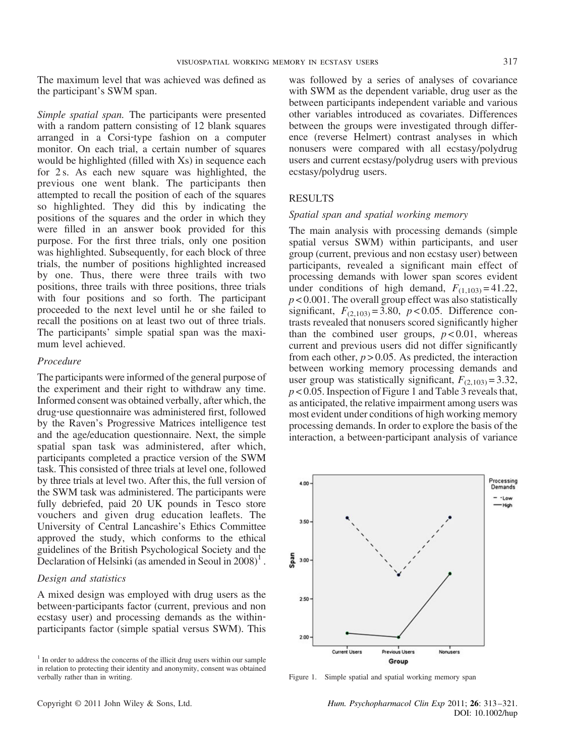The maximum level that was achieved was defined as the participant's SWM span.

*Simple spatial span.* The participants were presented with a random pattern consisting of 12 blank squares arranged in a Corsi-type fashion on a computer monitor. On each trial, a certain number of squares would be highlighted (filled with Xs) in sequence each for 2 s. As each new square was highlighted, the previous one went blank. The participants then attempted to recall the position of each of the squares so highlighted. They did this by indicating the positions of the squares and the order in which they were filled in an answer book provided for this purpose. For the first three trials, only one position was highlighted. Subsequently, for each block of three trials, the number of positions highlighted increased by one. Thus, there were three trails with two positions, three trails with three positions, three trials with four positions and so forth. The participant proceeded to the next level until he or she failed to recall the positions on at least two out of three trials. The participants' simple spatial span was the maximum level achieved.

### *Procedure*

The participants were informed of the general purpose of the experiment and their right to withdraw any time. Informed consent was obtained verbally, after which, the drug-use questionnaire was administered first, followed by the Raven's Progressive Matrices intelligence test and the age/education questionnaire. Next, the simple spatial span task was administered, after which, participants completed a practice version of the SWM task. This consisted of three trials at level one, followed by three trials at level two. After this, the full version of the SWM task was administered. The participants were fully debriefed, paid 20 UK pounds in Tesco store vouchers and given drug education leaflets. The University of Central Lancashire's Ethics Committee approved the study, which conforms to the ethical guidelines of the British Psychological Society and the Declaration of Helsinki (as amended in Seoul in 2008)[1].

### *Design and statistics*

A mixed design was employed with drug users as the between-participants factor (current, previous and non ecstasy user) and processing demands as the within-participants factor (simple spatial versus SWM). This was followed by a series of analyses of covariance with SWM as the dependent variable, drug user as the between participants independent variable and various other variables introduced as covariates. Differences between the groups were investigated through difference (reverse Helmert) contrast analyses in which nonusers were compared with all ecstasy/polydrug users and current ecstasy/polydrug users with previous ecstasy/polydrug users.

## RESULTS

### *Spatial span and spatial working memory*

The main analysis with processing demands (simple spatial versus SWM) within participants, and user group (current, previous and non ecstasy user) between participants, revealed a significant main effect of processing demands with lower span scores evident under conditions of high demand, $F_{(1,103)} = 41.22$, $p < 0.001$. The overall group effect was also statistically significant, $F_{(2,103)} = 3.80$, $p < 0.05$. Difference contrasts revealed that nonusers scored significantly higher than the combined user groups, $p < 0.01$, whereas current and previous users did not differ significantly from each other, $p > 0.05$. As predicted, the interaction between working memory processing demands and user group was statistically significant, $F_{(2,103)} = 3.32$, $p < 0.05$. Inspection of Figure 1 and Table 3 reveals that, as anticipated, the relative impairment among users was most evident under conditions of high working memory processing demands. In order to explore the basis of the interaction, a between-participant analysis of variance

Figure 1. Simple spatial and spatial working memory span

[1] In order to address the concerns of the illicit drug users within our sample in relation to protecting their identity and anonymity, consent was obtained verbally rather than in writing.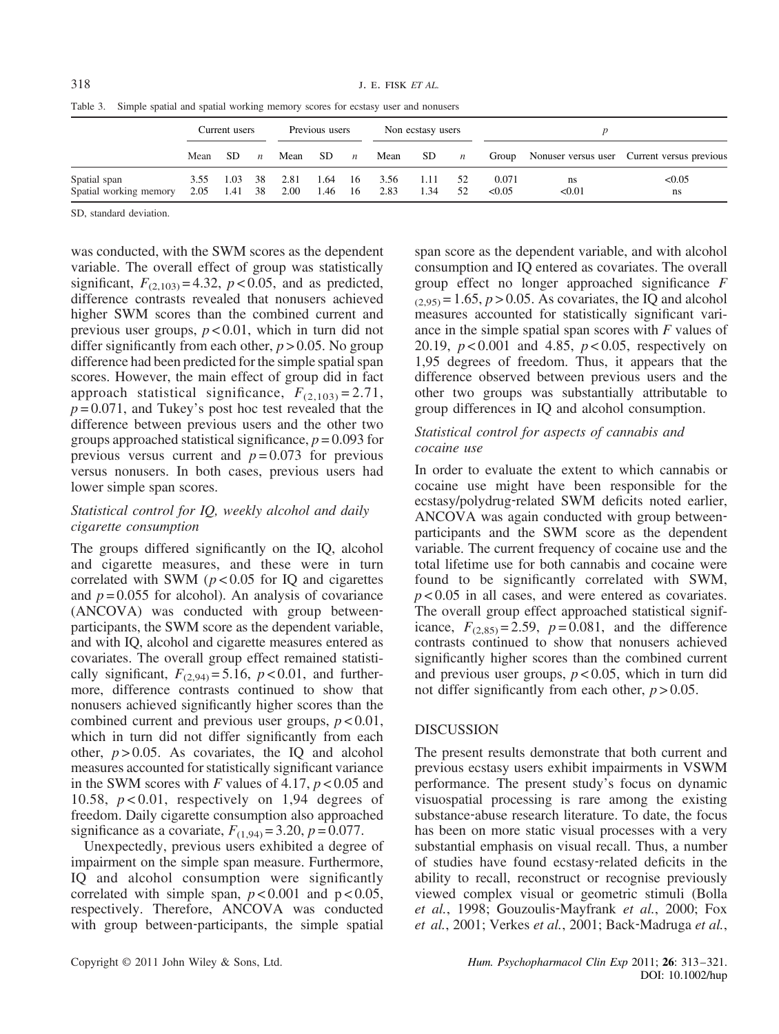Table 3. Simple spatial and spatial working memory scores for ecstasy user and nonusers

| | Current users | | | Previous users | | | Non ecstasy users | | | *p* | | |
|---|---|---|---|---|---|---|---|---|---|---|---|---|
| | Mean | SD | *n* | Mean | SD | *n* | Mean | SD | *n* | Group | Nonuser versus user | Current versus previous |
| Spatial span | 3.55 | 1.03 | 38 | 2.81 | 1.64 | 16 | 3.56 | 1.11 | 52 | 0.071 | ns | <0.05 |
| Spatial working memory | 2.05 | 1.41 | 38 | 2.00 | 1.46 | 16 | 2.83 | 1.34 | 52 | <0.05 | <0.01 | ns |

SD, standard deviation.

was conducted, with the SWM scores as the dependent variable. The overall effect of group was statistically significant, $F_{(2,103)} = 4.32$, $p < 0.05$, and as predicted, difference contrasts revealed that nonusers achieved higher SWM scores than the combined current and previous user groups, $p < 0.01$, which in turn did not differ significantly from each other, $p > 0.05$. No group difference had been predicted for the simple spatial span scores. However, the main effect of group did in fact approach statistical significance, $F_{(2,103)} = 2.71$, $p = 0.071$, and Tukey's post hoc test revealed that the difference between previous users and the other two groups approached statistical significance, $p = 0.093$ for previous versus current and $p = 0.073$ for previous versus nonusers. In both cases, previous users had lower simple span scores.

### *Statistical control for IQ, weekly alcohol and daily cigarette consumption*

The groups differed significantly on the IQ, alcohol and cigarette measures, and these were in turn correlated with SWM ($p < 0.05$ for IQ and cigarettes and $p = 0.055$ for alcohol). An analysis of covariance (ANCOVA) was conducted with group between-participants, the SWM score as the dependent variable, and with IQ, alcohol and cigarette measures entered as covariates. The overall group effect remained statistically significant, $F_{(2,94)} = 5.16$, $p < 0.01$, and furthermore, difference contrasts continued to show that nonusers achieved significantly higher scores than the combined current and previous user groups, $p < 0.01$, which in turn did not differ significantly from each other, $p > 0.05$. As covariates, the IQ and alcohol measures accounted for statistically significant variance in the SWM scores with *F* values of 4.17, $p < 0.05$ and 10.58, $p < 0.01$, respectively on 1,94 degrees of freedom. Daily cigarette consumption also approached significance as a covariate, $F_{(1,94)} = 3.20$, $p = 0.077$.

Unexpectedly, previous users exhibited a degree of impairment on the simple span measure. Furthermore, IQ and alcohol consumption were significantly correlated with simple span, $p < 0.001$ and $p < 0.05$, respectively. Therefore, ANCOVA was conducted with group between-participants, the simple spatial span score as the dependent variable, and with alcohol consumption and IQ entered as covariates. The overall group effect no longer approached significance $F_{(2,95)} = 1.65$, $p > 0.05$. As covariates, the IQ and alcohol measures accounted for statistically significant variance in the simple spatial span scores with *F* values of 20.19, $p < 0.001$ and 4.85, $p < 0.05$, respectively on 1,95 degrees of freedom. Thus, it appears that the difference observed between previous users and the other two groups was substantially attributable to group differences in IQ and alcohol consumption.

### *Statistical control for aspects of cannabis and cocaine use*

In order to evaluate the extent to which cannabis or cocaine use might have been responsible for the ecstasy/polydrug-related SWM deficits noted earlier, ANCOVA was again conducted with group between-participants and the SWM score as the dependent variable. The current frequency of cocaine use and the total lifetime use for both cannabis and cocaine were found to be significantly correlated with SWM, $p < 0.05$ in all cases, and were entered as covariates. The overall group effect approached statistical significance, $F_{(2,85)} = 2.59$, $p = 0.081$, and the difference contrasts continued to show that nonusers achieved significantly higher scores than the combined current and previous user groups, $p < 0.05$, which in turn did not differ significantly from each other, $p > 0.05$.

## DISCUSSION

The present results demonstrate that both current and previous ecstasy users exhibit impairments in VSWM performance. The present study's focus on dynamic visuospatial processing is rare among the existing substance-abuse research literature. To date, the focus has been on more static visual processes with a very substantial emphasis on visual recall. Thus, a number of studies have found ecstasy-related deficits in the ability to recall, reconstruct or recognise previously viewed complex visual or geometric stimuli (Bolla *et al.*, 1998; Gouzoulis-Mayfrank *et al.*, 2000; Fox *et al.*, 2001; Verkes *et al.*, 2001; Back-Madruga *et al.*,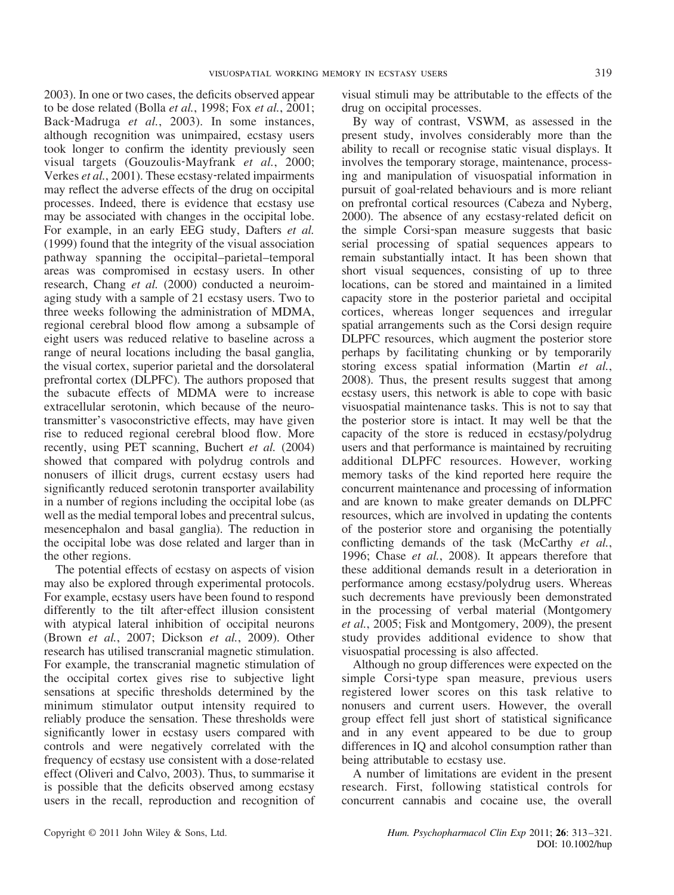2003). In one or two cases, the deficits observed appear to be dose related (Bolla *et al.*, 1998; Fox *et al.*, 2001; Back-Madruga *et al.*, 2003). In some instances, although recognition was unimpaired, ecstasy users took longer to confirm the identity previously seen visual targets (Gouzoulis-Mayfrank *et al.*, 2000; Verkes *et al.*, 2001). These ecstasy-related impairments may reflect the adverse effects of the drug on occipital processes. Indeed, there is evidence that ecstasy use may be associated with changes in the occipital lobe. For example, in an early EEG study, Dafters *et al.* (1999) found that the integrity of the visual association pathway spanning the occipital–parietal–temporal areas was compromised in ecstasy users. In other research, Chang *et al.* (2000) conducted a neuroimaging study with a sample of 21 ecstasy users. Two to three weeks following the administration of MDMA, regional cerebral blood flow among a subsample of eight users was reduced relative to baseline across a range of neural locations including the basal ganglia, the visual cortex, superior parietal and the dorsolateral prefrontal cortex (DLPFC). The authors proposed that the subacute effects of MDMA were to increase extracellular serotonin, which because of the neurotransmitter's vasoconstrictive effects, may have given rise to reduced regional cerebral blood flow. More recently, using PET scanning, Buchert *et al.* (2004) showed that compared with polydrug controls and nonusers of illicit drugs, current ecstasy users had significantly reduced serotonin transporter availability in a number of regions including the occipital lobe (as well as the medial temporal lobes and precentral sulcus, mesencephalon and basal ganglia). The reduction in the occipital lobe was dose related and larger than in the other regions.

The potential effects of ecstasy on aspects of vision may also be explored through experimental protocols. For example, ecstasy users have been found to respond differently to the tilt after-effect illusion consistent with atypical lateral inhibition of occipital neurons (Brown *et al.*, 2007; Dickson *et al.*, 2009). Other research has utilised transcranial magnetic stimulation. For example, the transcranial magnetic stimulation of the occipital cortex gives rise to subjective light sensations at specific thresholds determined by the minimum stimulator output intensity required to reliably produce the sensation. These thresholds were significantly lower in ecstasy users compared with controls and were negatively correlated with the frequency of ecstasy use consistent with a dose-related effect (Oliveri and Calvo, 2003). Thus, to summarise it is possible that the deficits observed among ecstasy users in the recall, reproduction and recognition of visual stimuli may be attributable to the effects of the drug on occipital processes.

By way of contrast, VSWM, as assessed in the present study, involves considerably more than the ability to recall or recognise static visual displays. It involves the temporary storage, maintenance, processing and manipulation of visuospatial information in pursuit of goal-related behaviours and is more reliant on prefrontal cortical resources (Cabeza and Nyberg, 2000). The absence of any ecstasy-related deficit on the simple Corsi-span measure suggests that basic serial processing of spatial sequences appears to remain substantially intact. It has been shown that short visual sequences, consisting of up to three locations, can be stored and maintained in a limited capacity store in the posterior parietal and occipital cortices, whereas longer sequences and irregular spatial arrangements such as the Corsi design require DLPFC resources, which augment the posterior store perhaps by facilitating chunking or by temporarily storing excess spatial information (Martin *et al.*, 2008). Thus, the present results suggest that among ecstasy users, this network is able to cope with basic visuospatial maintenance tasks. This is not to say that the posterior store is intact. It may well be that the capacity of the store is reduced in ecstasy/polydrug users and that performance is maintained by recruiting additional DLPFC resources. However, working memory tasks of the kind reported here require the concurrent maintenance and processing of information and are known to make greater demands on DLPFC resources, which are involved in updating the contents of the posterior store and organising the potentially conflicting demands of the task (McCarthy *et al.*, 1996; Chase *et al.*, 2008). It appears therefore that these additional demands result in a deterioration in performance among ecstasy/polydrug users. Whereas such decrements have previously been demonstrated in the processing of verbal material (Montgomery *et al.*, 2005; Fisk and Montgomery, 2009), the present study provides additional evidence to show that visuospatial processing is also affected.

Although no group differences were expected on the simple Corsi-type span measure, previous users registered lower scores on this task relative to nonusers and current users. However, the overall group effect fell just short of statistical significance and in any event appeared to be due to group differences in IQ and alcohol consumption rather than being attributable to ecstasy use.

A number of limitations are evident in the present research. First, following statistical controls for concurrent cannabis and cocaine use, the overall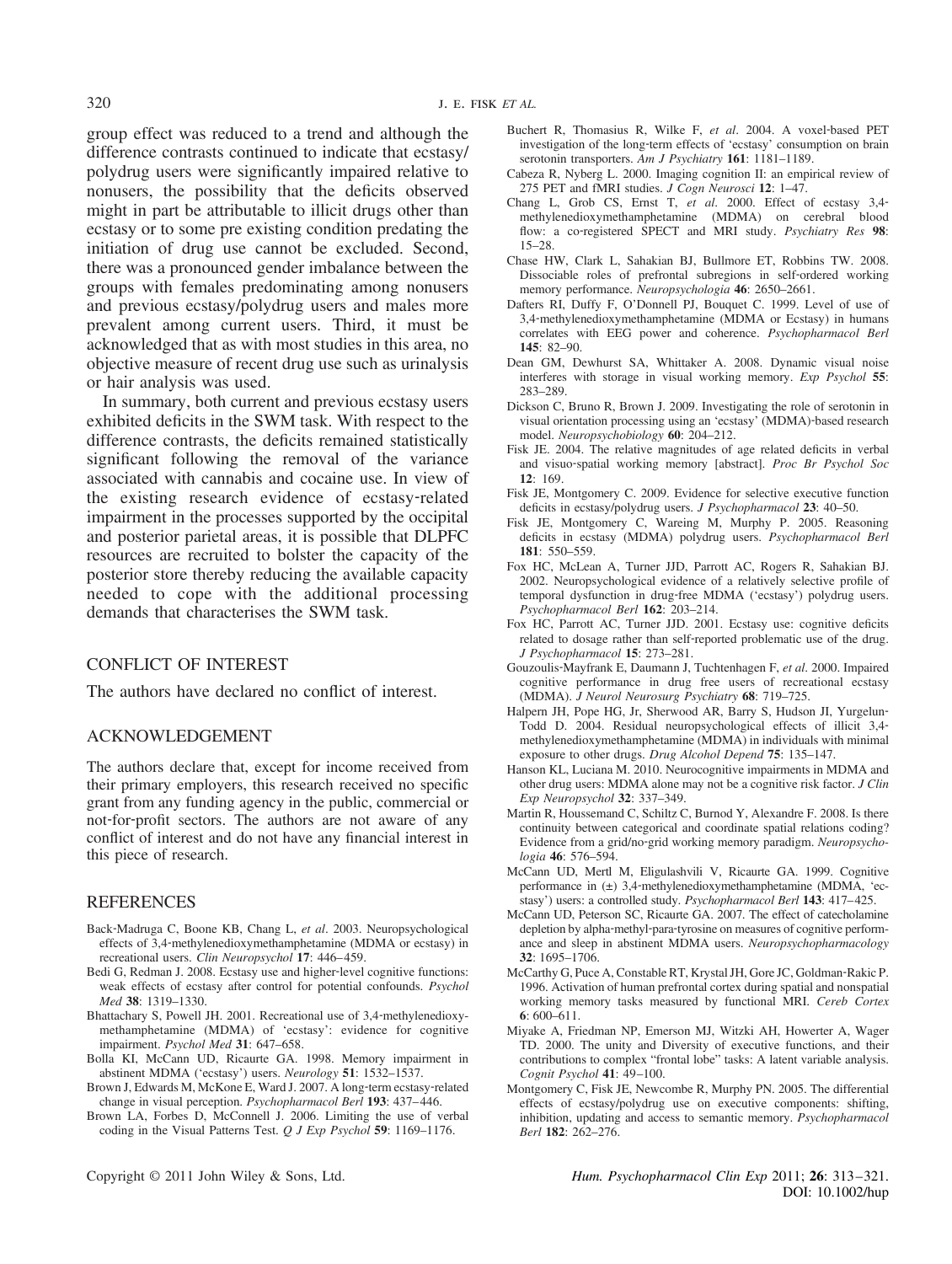group effect was reduced to a trend and although the difference contrasts continued to indicate that ecstasy/polydrug users were significantly impaired relative to nonusers, the possibility that the deficits observed might in part be attributable to illicit drugs other than ecstasy or to some pre existing condition predating the initiation of drug use cannot be excluded. Second, there was a pronounced gender imbalance between the groups with females predominating among nonusers and previous ecstasy/polydrug users and males more prevalent among current users. Third, it must be acknowledged that as with most studies in this area, no objective measure of recent drug use such as urinalysis or hair analysis was used.

In summary, both current and previous ecstasy users exhibited deficits in the SWM task. With respect to the difference contrasts, the deficits remained statistically significant following the removal of the variance associated with cannabis and cocaine use. In view of the existing research evidence of ecstasy-related impairment in the processes supported by the occipital and posterior parietal areas, it is possible that DLPFC resources are recruited to bolster the capacity of the posterior store thereby reducing the available capacity needed to cope with the additional processing demands that characterises the SWM task.

## CONFLICT OF INTEREST

The authors have declared no conflict of interest.

## ACKNOWLEDGEMENT

The authors declare that, except for income received from their primary employers, this research received no specific grant from any funding agency in the public, commercial or not-for-profit sectors. The authors are not aware of any conflict of interest and do not have any financial interest in this piece of research.

## REFERENCES

Back-Madruga C, Boone KB, Chang L, *et al*. 2003. Neuropsychological effects of 3,4-methylenedioxymethamphetamine (MDMA or ecstasy) in recreational users. *Clin Neuropsychol* **17**: 446–459.

Bedi G, Redman J. 2008. Ecstasy use and higher-level cognitive functions: weak effects of ecstasy after control for potential confounds. *Psychol Med* **38**: 1319–1330.

Bhattachary S, Powell JH. 2001. Recreational use of 3,4-methylenedioxymethamphetamine (MDMA) of 'ecstasy': evidence for cognitive impairment. *Psychol Med* **31**: 647–658.

Bolla KI, McCann UD, Ricaurte GA. 1998. Memory impairment in abstinent MDMA ('ecstasy') users. *Neurology* **51**: 1532–1537.

Brown J, Edwards M, McKone E, Ward J. 2007. A long-term ecstasy-related change in visual perception. *Psychopharmacol Berl* **193**: 437–446.

Brown LA, Forbes D, McConnell J. 2006. Limiting the use of verbal coding in the Visual Patterns Test. *Q J Exp Psychol* **59**: 1169–1176.

Buchert R, Thomasius R, Wilke F, *et al*. 2004. A voxel-based PET investigation of the long-term effects of 'ecstasy' consumption on brain serotonin transporters. *Am J Psychiatry* **161**: 1181–1189.

Cabeza R, Nyberg L. 2000. Imaging cognition II: an empirical review of 275 PET and fMRI studies. *J Cogn Neurosci* **12**: 1–47.

Chang L, Grob CS, Ernst T, *et al*. 2000. Effect of ecstasy 3,4-methylenedioxymethamphetamine (MDMA) on cerebral blood flow: a co-registered SPECT and MRI study. *Psychiatry Res* **98**: 15–28.

Chase HW, Clark L, Sahakian BJ, Bullmore ET, Robbins TW. 2008. Dissociable roles of prefrontal subregions in self-ordered working memory performance. *Neuropsychologia* **46**: 2650–2661.

Dafters RI, Duffy F, O'Donnell PJ, Bouquet C. 1999. Level of use of 3,4-methylenedioxymethamphetamine (MDMA or Ecstasy) in humans correlates with EEG power and coherence. *Psychopharmacol Berl* **145**: 82–90.

Dean GM, Dewhurst SA, Whittaker A. 2008. Dynamic visual noise interferes with storage in visual working memory. *Exp Psychol* **55**: 283–289.

Dickson C, Bruno R, Brown J. 2009. Investigating the role of serotonin in visual orientation processing using an 'ecstasy' (MDMA)-based research model. *Neuropsychobiology* **60**: 204–212.

Fisk JE. 2004. The relative magnitudes of age related deficits in verbal and visuo-spatial working memory [abstract]. *Proc Br Psychol Soc* **12**: 169.

Fisk JE, Montgomery C. 2009. Evidence for selective executive function deficits in ecstasy/polydrug users. *J Psychopharmacol* **23**: 40–50.

Fisk JE, Montgomery C, Wareing M, Murphy P. 2005. Reasoning deficits in ecstasy (MDMA) polydrug users. *Psychopharmacol Berl* **181**: 550–559.

Fox HC, McLean A, Turner JJD, Parrott AC, Rogers R, Sahakian BJ. 2002. Neuropsychological evidence of a relatively selective profile of temporal dysfunction in drug-free MDMA ('ecstasy') polydrug users. *Psychopharmacol Berl* **162**: 203–214.

Fox HC, Parrott AC, Turner JJD. 2001. Ecstasy use: cognitive deficits related to dosage rather than self-reported problematic use of the drug. *J Psychopharmacol* **15**: 273–281.

Gouzoulis-Mayfrank E, Daumann J, Tuchtenhagen F, *et al*. 2000. Impaired cognitive performance in drug free users of recreational ecstasy (MDMA). *J Neurol Neurosurg Psychiatry* **68**: 719–725.

Halpern JH, Pope HG, Jr, Sherwood AR, Barry S, Hudson JI, Yurgelun-Todd D. 2004. Residual neuropsychological effects of illicit 3,4-methylenedioxymethamphetamine (MDMA) in individuals with minimal exposure to other drugs. *Drug Alcohol Depend* **75**: 135–147.

Hanson KL, Luciana M. 2010. Neurocognitive impairments in MDMA and other drug users: MDMA alone may not be a cognitive risk factor. *J Clin Exp Neuropsychol* **32**: 337–349.

Martin R, Houssemand C, Schiltz C, Burnod Y, Alexandre F. 2008. Is there continuity between categorical and coordinate spatial relations coding? Evidence from a grid/no-grid working memory paradigm. *Neuropsychologia* **46**: 576–594.

McCann UD, Mertl M, Eligulashvili V, Ricaurte GA. 1999. Cognitive performance in (±) 3,4-methylenedioxymethamphetamine (MDMA, 'ecstasy') users: a controlled study. *Psychopharmacol Berl* **143**: 417–425.

McCann UD, Peterson SC, Ricaurte GA. 2007. The effect of catecholamine depletion by alpha-methyl-para-tyrosine on measures of cognitive performance and sleep in abstinent MDMA users. *Neuropsychopharmacology* **32**: 1695–1706.

McCarthy G, Puce A, Constable RT, Krystal JH, Gore JC, Goldman-Rakic P. 1996. Activation of human prefrontal cortex during spatial and nonspatial working memory tasks measured by functional MRI. *Cereb Cortex* **6**: 600–611.

Miyake A, Friedman NP, Emerson MJ, Witzki AH, Howerter A, Wager TD. 2000. The unity and Diversity of executive functions, and their contributions to complex "frontal lobe" tasks: A latent variable analysis. *Cognit Psychol* **41**: 49–100.

Montgomery C, Fisk JE, Newcombe R, Murphy PN. 2005. The differential effects of ecstasy/polydrug use on executive components: shifting, inhibition, updating and access to semantic memory. *Psychopharmacol Berl* **182**: 262–276.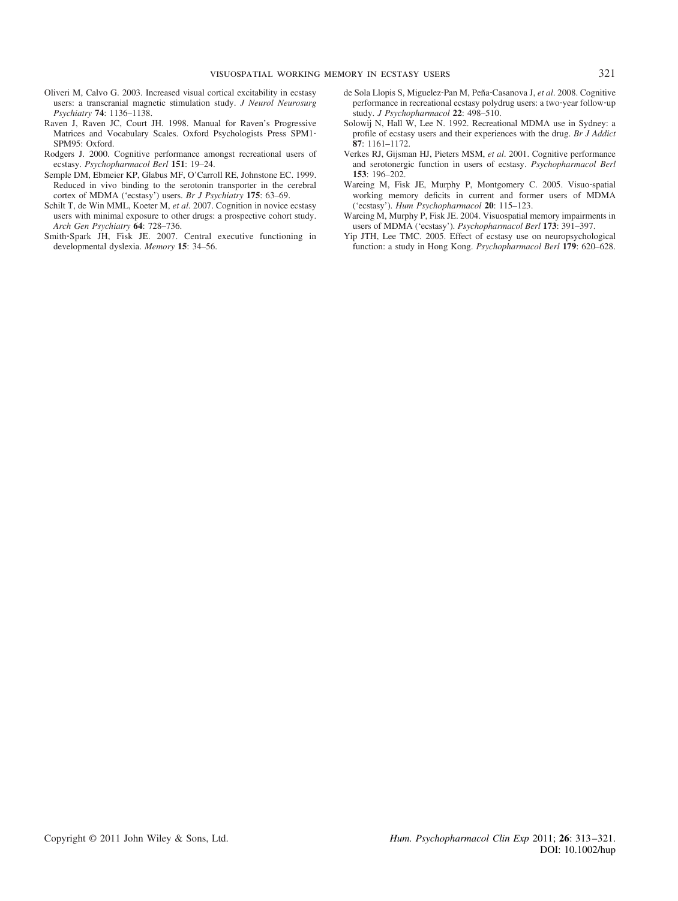Oliveri M, Calvo G. 2003. Increased visual cortical excitability in ecstasy users: a transcranial magnetic stimulation study. *J Neurol Neurosurg Psychiatry* **74**: 1136–1138.

Raven J, Raven JC, Court JH. 1998. Manual for Raven's Progressive Matrices and Vocabulary Scales. Oxford Psychologists Press SPM1-SPM95: Oxford.

Rodgers J. 2000. Cognitive performance amongst recreational users of ecstasy. *Psychopharmacol Berl* **151**: 19–24.

Semple DM, Ebmeier KP, Glabus MF, O'Carroll RE, Johnstone EC. 1999. Reduced in vivo binding to the serotonin transporter in the cerebral cortex of MDMA ('ecstasy') users. *Br J Psychiatry* **175**: 63–69.

Schilt T, de Win MML, Koeter M, *et al*. 2007. Cognition in novice ecstasy users with minimal exposure to other drugs: a prospective cohort study. *Arch Gen Psychiatry* **64**: 728–736.

Smith-Spark JH, Fisk JE. 2007. Central executive functioning in developmental dyslexia. *Memory* **15**: 34–56.

de Sola Llopis S, Miguelez-Pan M, Peña-Casanova J, *et al*. 2008. Cognitive performance in recreational ecstasy polydrug users: a two-year follow-up study. *J Psychopharmacol* **22**: 498–510.

Solowij N, Hall W, Lee N. 1992. Recreational MDMA use in Sydney: a profile of ecstasy users and their experiences with the drug. *Br J Addict* **87**: 1161–1172.

Verkes RJ, Gijsman HJ, Pieters MSM, *et al*. 2001. Cognitive performance and serotonergic function in users of ecstasy. *Psychopharmacol Berl* **153**: 196–202.

Wareing M, Fisk JE, Murphy P, Montgomery C. 2005. Visuo-spatial working memory deficits in current and former users of MDMA ('ecstasy'). *Hum Psychopharmacol* **20**: 115–123.

Wareing M, Murphy P, Fisk JE. 2004. Visuospatial memory impairments in users of MDMA ('ecstasy'). *Psychopharmacol Berl* **173**: 391–397.

Yip JTH, Lee TMC. 2005. Effect of ecstasy use on neuropsychological function: a study in Hong Kong. *Psychopharmacol Berl* **179**: 620–628.